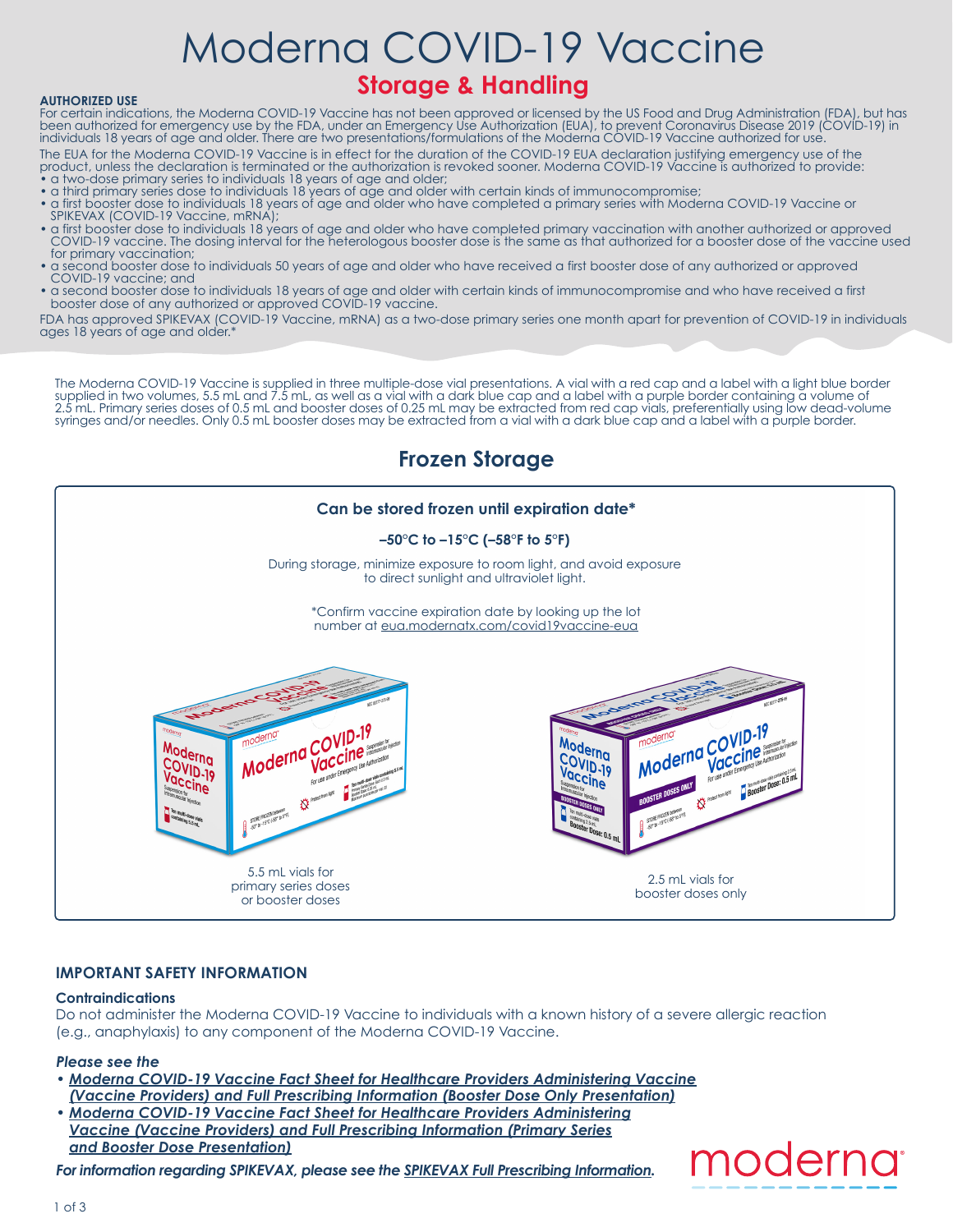# Moderna COVID-19 Vaccine

## Storage & Handling

**AUTHORIZED USE**

For certain indications, the Moderna COVID-19 Vaccine has not been approved or licensed by the US Food and Drug Administration (FDA), but has been authorized for emergency use by the FDA, under an Emergency Use Authorization (EUA), to prevent Coronavirus Disease 2019 (COVID-19) in individuals 18 years of age and older. There are two presentations/formulations of the Moderna COVID-19 Vaccine authorized for use.

The EUA for the Moderna COVID-19 Vaccine is in effect for the duration of the COVID-19 EUA declaration justifying emergency use of the product, unless the declaration is terminated or the authorization is revoked sooner. Moderna COVID-19 Vaccine is authorized to provide:

- a two-dose primary series to individuals 18 years of age and older;
- a third primary series dose to individuals 18 years of age and older with certain kinds of immunocompromise;
- a first booster dose to individuals 18 years of age and older who have completed a primary series with Moderna COVID-19 Vaccine or SPIKEVAX (COVID-19 Vaccine, mRNA);
- a first booster dose to individuals 18 years of age and older who have completed primary vaccination with another authorized or approved COVID-19 vaccine. The dosing interval for the heterologous booster dose is the same as that authorized for a booster dose of the vaccine used for primary vaccination;
- a second booster dose to individuals 50 years of age and older who have received a first booster dose of any authorized or approved COVID-19 vaccine; and
- a second booster dose to individuals 18 years of age and older with certain kinds of immunocompromise and who have received a first booster dose of any authorized or approved COVID-19 vaccine.

FDA has approved SPIKEVAX (COVID-19 Vaccine, mRNA) as a two-dose primary series one month apart for prevention of COVID-19 in individuals ages 18 years of age and older.*

The Moderna COVID-19 Vaccine is supplied in three multiple-dose vial presentations. A vial with a red cap and a label with a light blue border supplied in two volumes, 5.5 mL and 7.5 mL, as well as a vial with a dark blue cap and a label with a purple border containing a volume of 2.5 mL. Primary series doses of 0.5 mL and booster doses of 0.25 mL may be extracted from red cap vials, preferentially using low dead-volume syringes and/or needles. Only 0.5 mL booster doses may be extracted from a vial with a dark blue cap and a label with a purple border.

## Frozen Storage

**Can be stored frozen until expiration date***

**–50°C to –15°C (–58°F to 5°F)**

During storage, minimize exposure to room light, and avoid exposure to direct sunlight and ultraviolet light.

*Confirm vaccine expiration date by looking up the lot number at eua.modernatx.com/covid19vaccine-eua

5.5 mL vials for primary series doses or booster doses

2.5 mL vials for booster doses only

### IMPORTANT SAFETY INFORMATION

**Contraindications**

Do not administer the Moderna COVID-19 Vaccine to individuals with a known history of a severe allergic reaction (e.g., anaphylaxis) to any component of the Moderna COVID-19 Vaccine.

***Please see the***

- ***Moderna COVID-19 Vaccine Fact Sheet for Healthcare Providers Administering Vaccine (Vaccine Providers) and Full Prescribing Information (Booster Dose Only Presentation)***
- ***Moderna COVID-19 Vaccine Fact Sheet for Healthcare Providers Administering Vaccine (Vaccine Providers) and Full Prescribing Information (Primary Series and Booster Dose Presentation)***

***For information regarding SPIKEVAX, please see the SPIKEVAX Full Prescribing Information.***

moderna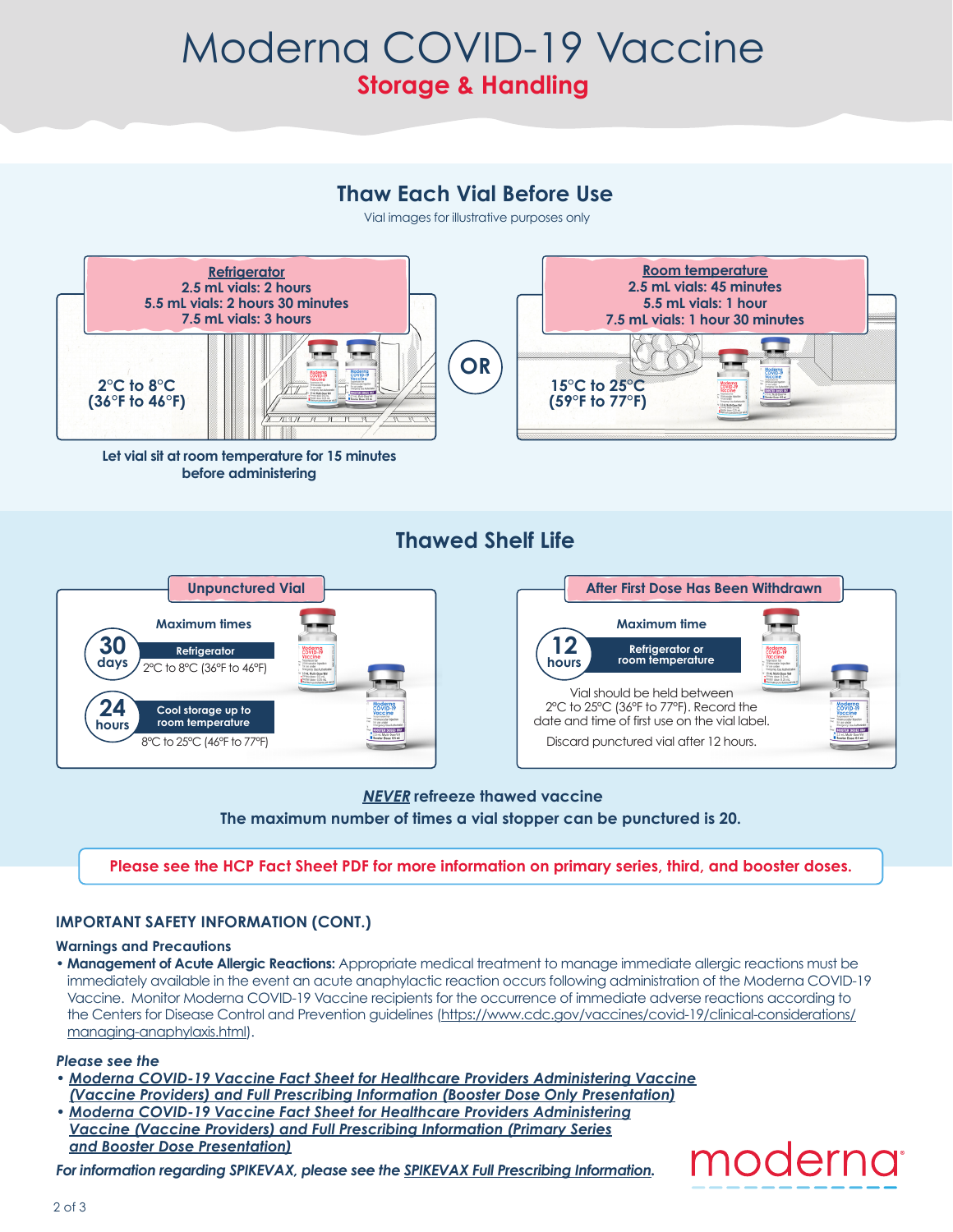# Moderna COVID-19 Vaccine

## Storage & Handling

## Thaw Each Vial Before Use

Vial images for illustrative purposes only

**Refrigerator**
**2.5 mL vials: 2 hours**
**5.5 mL vials: 2 hours 30 minutes**
**7.5 mL vials: 3 hours**

**2°C to 8°C (36°F to 46°F)**

**Let vial sit at room temperature for 15 minutes before administering**

**OR**

**Room temperature**
**2.5 mL vials: 45 minutes**
**5.5 mL vials: 1 hour**
**7.5 mL vials: 1 hour 30 minutes**

**15°C to 25°C (59°F to 77°F)**

## Thawed Shelf Life

**Unpunctured Vial**

**Maximum times**

**30 days** — **Refrigerator** 2°C to 8°C (36°F to 46°F)

**24 hours** — **Cool storage up to room temperature** 8°C to 25°C (46°F to 77°F)

**After First Dose Has Been Withdrawn**

**Maximum time**

**12 hours** — **Refrigerator or room temperature**

Vial should be held between 2°C to 25°C (36°F to 77°F). Record the date and time of first use on the vial label.

Discard punctured vial after 12 hours.

***NEVER*** **refreeze thawed vaccine**

**The maximum number of times a vial stopper can be punctured is 20.**

**Please see the HCP Fact Sheet PDF for more information on primary series, third, and booster doses.**

### IMPORTANT SAFETY INFORMATION (CONT.)

**Warnings and Precautions**

- **Management of Acute Allergic Reactions:** Appropriate medical treatment to manage immediate allergic reactions must be immediately available in the event an acute anaphylactic reaction occurs following administration of the Moderna COVID-19 Vaccine. Monitor Moderna COVID-19 Vaccine recipients for the occurrence of immediate adverse reactions according to the Centers for Disease Control and Prevention guidelines (https://www.cdc.gov/vaccines/covid-19/clinical-considerations/managing-anaphylaxis.html).

***Please see the***

- ***Moderna COVID-19 Vaccine Fact Sheet for Healthcare Providers Administering Vaccine (Vaccine Providers) and Full Prescribing Information (Booster Dose Only Presentation)***
- ***Moderna COVID-19 Vaccine Fact Sheet for Healthcare Providers Administering Vaccine (Vaccine Providers) and Full Prescribing Information (Primary Series and Booster Dose Presentation)***

***For information regarding SPIKEVAX, please see the SPIKEVAX Full Prescribing Information.***

moderna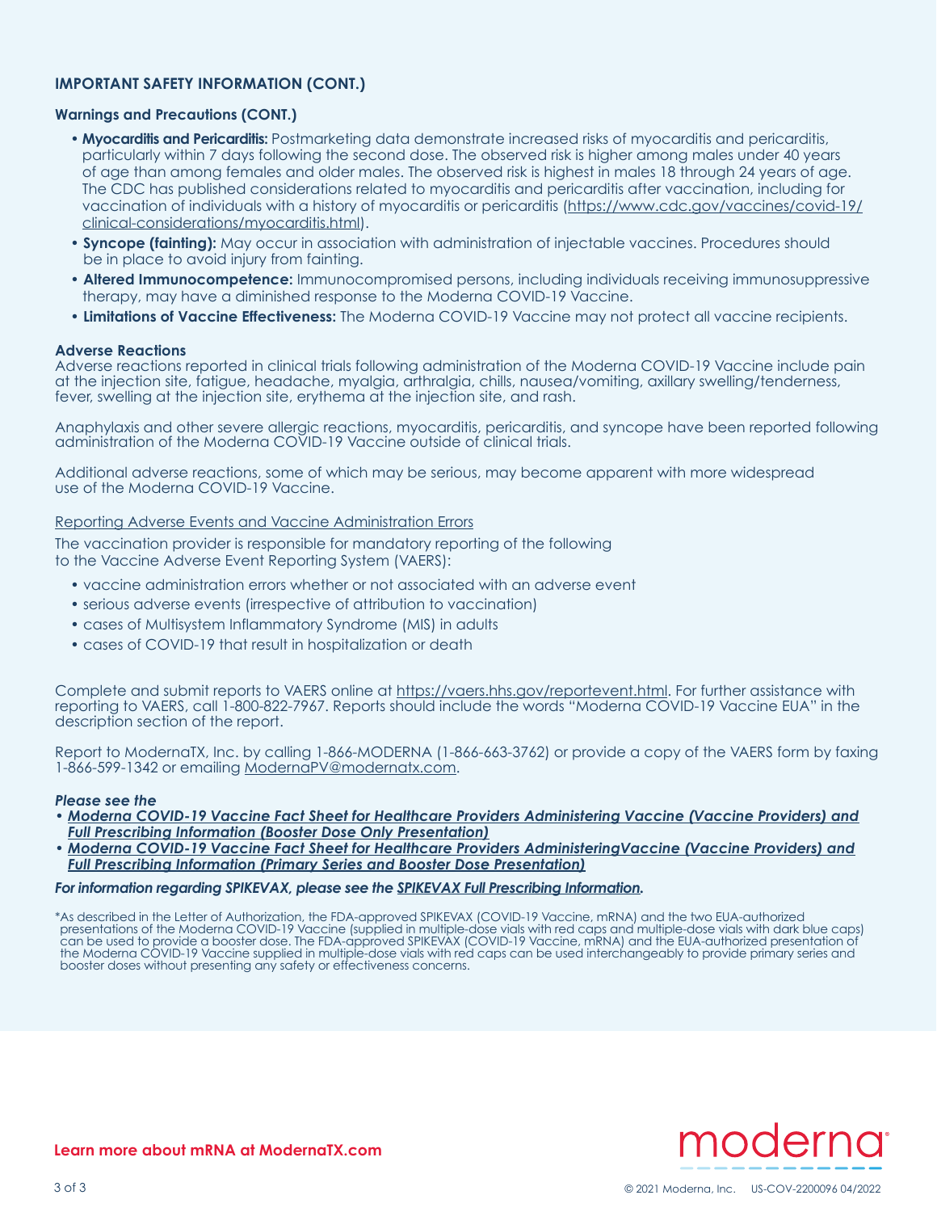## IMPORTANT SAFETY INFORMATION (CONT.)

### Warnings and Precautions (CONT.)

- **Myocarditis and Pericarditis:** Postmarketing data demonstrate increased risks of myocarditis and pericarditis, particularly within 7 days following the second dose. The observed risk is higher among males under 40 years of age than among females and older males. The observed risk is highest in males 18 through 24 years of age. The CDC has published considerations related to myocarditis and pericarditis after vaccination, including for vaccination of individuals with a history of myocarditis or pericarditis (https://www.cdc.gov/vaccines/covid-19/clinical-considerations/myocarditis.html).
- **Syncope (fainting):** May occur in association with administration of injectable vaccines. Procedures should be in place to avoid injury from fainting.
- **Altered Immunocompetence:** Immunocompromised persons, including individuals receiving immunosuppressive therapy, may have a diminished response to the Moderna COVID-19 Vaccine.
- **Limitations of Vaccine Effectiveness:** The Moderna COVID-19 Vaccine may not protect all vaccine recipients.

### Adverse Reactions

Adverse reactions reported in clinical trials following administration of the Moderna COVID-19 Vaccine include pain at the injection site, fatigue, headache, myalgia, arthralgia, chills, nausea/vomiting, axillary swelling/tenderness, fever, swelling at the injection site, erythema at the injection site, and rash.

Anaphylaxis and other severe allergic reactions, myocarditis, pericarditis, and syncope have been reported following administration of the Moderna COVID-19 Vaccine outside of clinical trials.

Additional adverse reactions, some of which may be serious, may become apparent with more widespread use of the Moderna COVID-19 Vaccine.

Reporting Adverse Events and Vaccine Administration Errors

The vaccination provider is responsible for mandatory reporting of the following to the Vaccine Adverse Event Reporting System (VAERS):

- vaccine administration errors whether or not associated with an adverse event
- serious adverse events (irrespective of attribution to vaccination)
- cases of Multisystem Inflammatory Syndrome (MIS) in adults
- cases of COVID-19 that result in hospitalization or death

Complete and submit reports to VAERS online at https://vaers.hhs.gov/reportevent.html. For further assistance with reporting to VAERS, call 1-800-822-7967. Reports should include the words "Moderna COVID-19 Vaccine EUA" in the description section of the report.

Report to ModernaTX, Inc. by calling 1-866-MODERNA (1-866-663-3762) or provide a copy of the VAERS form by faxing 1-866-599-1342 or emailing ModernaPV@modernatx.com.

***Please see the***

- ***Moderna COVID-19 Vaccine Fact Sheet for Healthcare Providers Administering Vaccine (Vaccine Providers) and Full Prescribing Information (Booster Dose Only Presentation)***
- ***Moderna COVID-19 Vaccine Fact Sheet for Healthcare Providers AdministeringVaccine (Vaccine Providers) and Full Prescribing Information (Primary Series and Booster Dose Presentation)***

***For information regarding SPIKEVAX, please see the SPIKEVAX Full Prescribing Information.***

*As described in the Letter of Authorization, the FDA-approved SPIKEVAX (COVID-19 Vaccine, mRNA) and the two EUA-authorized presentations of the Moderna COVID-19 Vaccine (supplied in multiple-dose vials with red caps and multiple-dose vials with dark blue caps) can be used to provide a booster dose. The FDA-approved SPIKEVAX (COVID-19 Vaccine, mRNA) and the EUA-authorized presentation of the Moderna COVID-19 Vaccine supplied in multiple-dose vials with red caps can be used interchangeably to provide primary series and booster doses without presenting any safety or effectiveness concerns.

**Learn more about mRNA at ModernaTX.com**

moderna

© 2021 Moderna, Inc. US-COV-2200096 04/2022